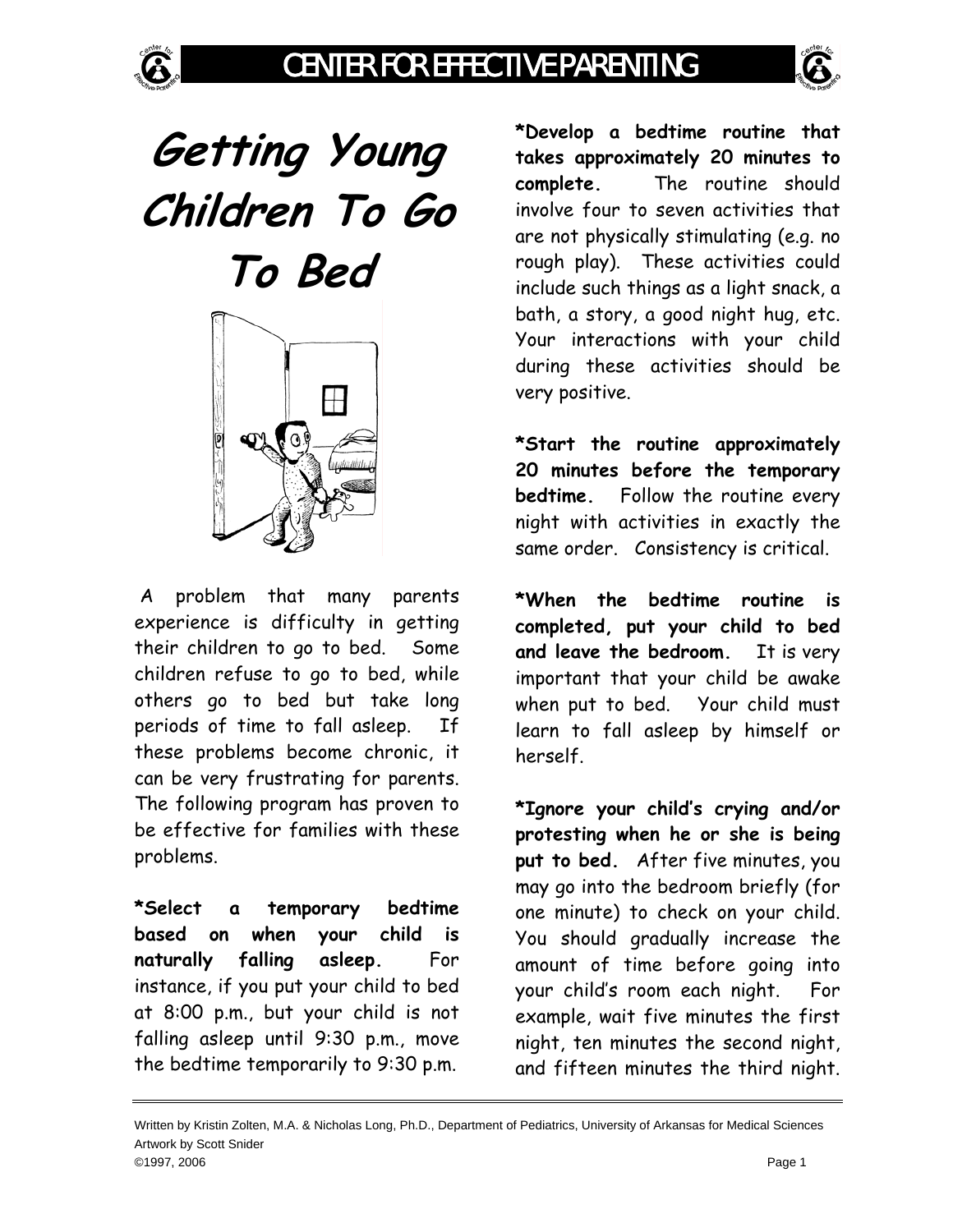# Getting Young Children To Go To Bed

A problem that many parents experience is difficulty in getting their children to go to bed. Some children refuse to go to bed, while others go to bed but take long periods of time to fall asleep. If these problems become chronic, it can be very frustrating for parents. The following program has proven to be effective for families with these problems.

**\*Select a temporary bedtime based on when your child is naturally falling asleep.** For instance, if you put your child to bed at 8:00 p.m., but your child is not falling asleep until 9:30 p.m., move the bedtime temporarily to 9:30 p.m.

**\*Develop a bedtime routine that takes approximately 20 minutes to complete.** The routine should involve four to seven activities that are not physically stimulating (e.g. no rough play). These activities could include such things as a light snack, a bath, a story, a good night hug, etc. Your interactions with your child during these activities should be very positive.

**\*Start the routine approximately 20 minutes before the temporary bedtime.** Follow the routine every night with activities in exactly the same order. Consistency is critical.

**\*When the bedtime routine is completed, put your child to bed and leave the bedroom.** It is very important that your child be awake when put to bed. Your child must learn to fall asleep by himself or herself.

**\*Ignore your child's crying and/or protesting when he or she is being put to bed.** After five minutes, you may go into the bedroom briefly (for one minute) to check on your child. You should gradually increase the amount of time before going into your child's room each night. For example, wait five minutes the first night, ten minutes the second night, and fifteen minutes the third night.

Written by Kristin Zolten, M.A. & Nicholas Long, Ph.D., Department of Pediatrics, University of Arkansas for Medical Sciences
Artwork by Scott Snider
©1997, 2006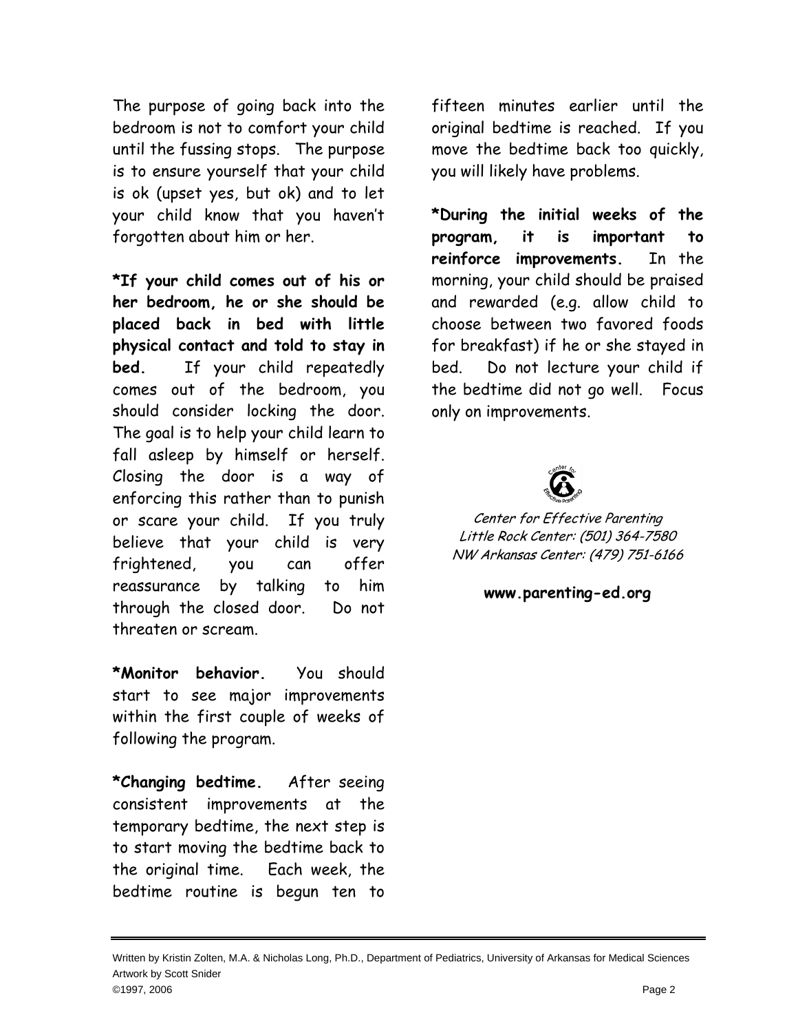The purpose of going back into the bedroom is not to comfort your child until the fussing stops. The purpose is to ensure yourself that your child is ok (upset yes, but ok) and to let your child know that you haven't forgotten about him or her.

**\*If your child comes out of his or her bedroom, he or she should be placed back in bed with little physical contact and told to stay in bed.** If your child repeatedly comes out of the bedroom, you should consider locking the door. The goal is to help your child learn to fall asleep by himself or herself. Closing the door is a way of enforcing this rather than to punish or scare your child. If you truly believe that your child is very frightened, you can offer reassurance by talking to him through the closed door. Do not threaten or scream.

**\*Monitor behavior.** You should start to see major improvements within the first couple of weeks of following the program.

**\*Changing bedtime.** After seeing consistent improvements at the temporary bedtime, the next step is to start moving the bedtime back to the original time. Each week, the bedtime routine is begun ten to fifteen minutes earlier until the original bedtime is reached. If you move the bedtime back too quickly, you will likely have problems.

**\*During the initial weeks of the program, it is important to reinforce improvements.** In the morning, your child should be praised and rewarded (e.g. allow child to choose between two favored foods for breakfast) if he or she stayed in bed. Do not lecture your child if the bedtime did not go well. Focus only on improvements.

*Center for Effective Parenting*
*Little Rock Center: (501) 364-7580*
*NW Arkansas Center: (479) 751-6166*

**www.parenting-ed.org**

Written by Kristin Zolten, M.A. & Nicholas Long, Ph.D., Department of Pediatrics, University of Arkansas for Medical Sciences
Artwork by Scott Snider
©1997, 2006